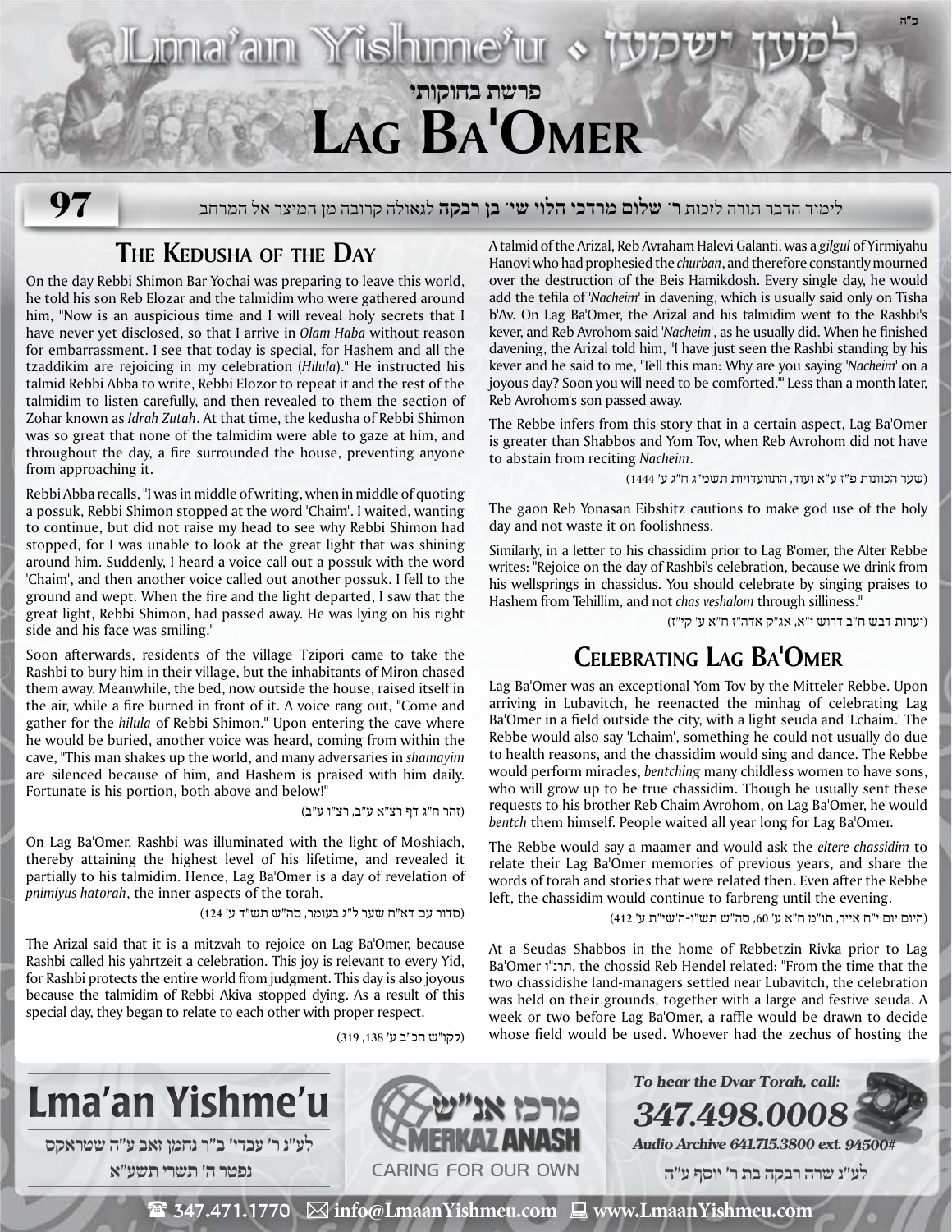# Lag Ba'Omer

פרשת בחוקותי

לימוד הדבר תורה לזכות **ר' שלום מרדכי הלוי שי' בן רבקה** לגאולה קרובה מן המיצר אל המרחב

## The Kedusha of the Day

On the day Rebbi Shimon Bar Yochai was preparing to leave this world, he told his son Reb Elozar and the talmidim who were gathered around him, "Now is an auspicious time and I will reveal holy secrets that I have never yet disclosed, so that I arrive in *Olam Haba* without reason for embarrassment. I see that today is special, for Hashem and all the tzaddikim are rejoicing in my celebration (*Hilula*)." He instructed his talmid Rebbi Abba to write, Rebbi Elozor to repeat it and the rest of the talmidim to listen carefully, and then revealed to them the section of Zohar known as *Idrah Zutah*. At that time, the kedusha of Rebbi Shimon was so great that none of the talmidim were able to gaze at him, and throughout the day, a fire surrounded the house, preventing anyone from approaching it.

Rebbi Abba recalls, "I was in middle of writing, when in middle of quoting a possuk, Rebbi Shimon stopped at the word 'Chaim'. I waited, wanting to continue, but did not raise my head to see why Rebbi Shimon had stopped, for I was unable to look at the great light that was shining around him. Suddenly, I heard a voice call out a possuk with the word 'Chaim', and then another voice called out another possuk. I fell to the ground and wept. When the fire and the light departed, I saw that the great light, Rebbi Shimon, had passed away. He was lying on his right side and his face was smiling."

Soon afterwards, residents of the village Tzipori came to take the Rashbi to bury him in their village, but the inhabitants of Miron chased them away. Meanwhile, the bed, now outside the house, raised itself in the air, while a fire burned in front of it. A voice rang out, "Come and gather for the *hilula* of Rebbi Shimon." Upon entering the cave where he would be buried, another voice was heard, coming from within the cave, "This man shakes up the world, and many adversaries in *shamayim* are silenced because of him, and Hashem is praised with him daily. Fortunate is his portion, both above and below!"

(זהר ח"ג דף רצ"א ע"ב, רצ"ו ע"ב)

On Lag Ba'Omer, Rashbi was illuminated with the light of Moshiach, thereby attaining the highest level of his lifetime, and revealed it partially to his talmidim. Hence, Lag Ba'Omer is a day of revelation of *pnimiyus hatorah*, the inner aspects of the torah.

(סדור עם דא"ח שער ל"ג בעומר, סה"ש תש"ד ע' 124)

The Arizal said that it is a mitzvah to rejoice on Lag Ba'Omer, because Rashbi called his yahrtzeit a celebration. This joy is relevant to every Yid, for Rashbi protects the entire world from judgment. This day is also joyous because the talmidim of Rebbi Akiva stopped dying. As a result of this special day, they began to relate to each other with proper respect.

(לקו"ש חכ"ב ע' 138, 319)

A talmid of the Arizal, Reb Avraham Halevi Galanti, was a *gilgul* of Yirmiyahu Hanovi who had prophesied the *churban*, and therefore constantly mourned over the destruction of the Beis Hamikdosh. Every single day, he would add the tefila of '*Nacheim*' in davening, which is usually said only on Tisha b'Av. On Lag Ba'Omer, the Arizal and his talmidim went to the Rashbi's kever, and Reb Avrohom said '*Nacheim*', as he usually did. When he finished davening, the Arizal told him, "I have just seen the Rashbi standing by his kever and he said to me, 'Tell this man: Why are you saying '*Nacheim*' on a joyous day? Soon you will need to be comforted.'" Less than a month later, Reb Avrohom's son passed away.

The Rebbe infers from this story that in a certain aspect, Lag Ba'Omer is greater than Shabbos and Yom Tov, when Reb Avrohom did not have to abstain from reciting *Nacheim*.

(שער הכוונות פ"ז ע"א ועוד, התוועדויות תשמ"ג ח"ג ע' 1444)

The gaon Reb Yonasan Eibshitz cautions to make god use of the holy day and not waste it on foolishness.

Similarly, in a letter to his chassidim prior to Lag B'omer, the Alter Rebbe writes: "Rejoice on the day of Rashbi's celebration, because we drink from his wellsprings in chassidus. You should celebrate by singing praises to Hashem from Tehillim, and not *chas veshalom* through silliness."

(יערות דבש ח"ב דרוש י"א, אג"ק אדה"ז ח"א ע' קי"ז)

## Celebrating Lag Ba'Omer

Lag Ba'Omer was an exceptional Yom Tov by the Mitteler Rebbe. Upon arriving in Lubavitch, he reenacted the minhag of celebrating Lag Ba'Omer in a field outside the city, with a light seuda and 'Lchaim.' The Rebbe would also say 'Lchaim', something he could not usually do due to health reasons, and the chassidim would sing and dance. The Rebbe would perform miracles, *bentching* many childless women to have sons, who will grow up to be true chassidim. Though he usually sent these requests to his brother Reb Chaim Avrohom, on Lag Ba'Omer, he would *bentch* them himself. People waited all year long for Lag Ba'Omer.

The Rebbe would say a maamer and would ask the *eltere chassidim* to relate their Lag Ba'Omer memories of previous years, and share the words of torah and stories that were related then. Even after the Rebbe left, the chassidim would continue to farbreng until the evening.

(היום יום י"ח אייר, תו"מ ח"א ע' 60, סה"ש תש"ו-ה'שי"ת ע' 412)

At a Seudas Shabbos in the home of Rebbetzin Rivka prior to Lag Ba'Omer תרנ"ו, the chossid Reb Hendel related: "From the time that the two chassidishe land-managers settled near Lubavitch, the celebration was held on their grounds, together with a large and festive seuda. A week or two before Lag Ba'Omer, a raffle would be drawn to decide whose field would be used. Whoever had the zechus of hosting the

---

**Lma'an Yishme'u**

לע"נ ר' עבדי' ב"ר נחמן זאב ע"ה שטראקס
נפטר ה' תשרי תשע"א

מרכז אנ"ש — MERKAZ ANASH — CARING FOR OUR OWN

*To hear the Dvar Torah, call:*
*347.498.0008*
*Audio Archive 641.715.3800 ext. 94500#*

לע"נ שרה רבקה בת ר' יוסף ע"ה

347.471.1770 info@LmaanYishmeu.com www.LmaanYishmeu.com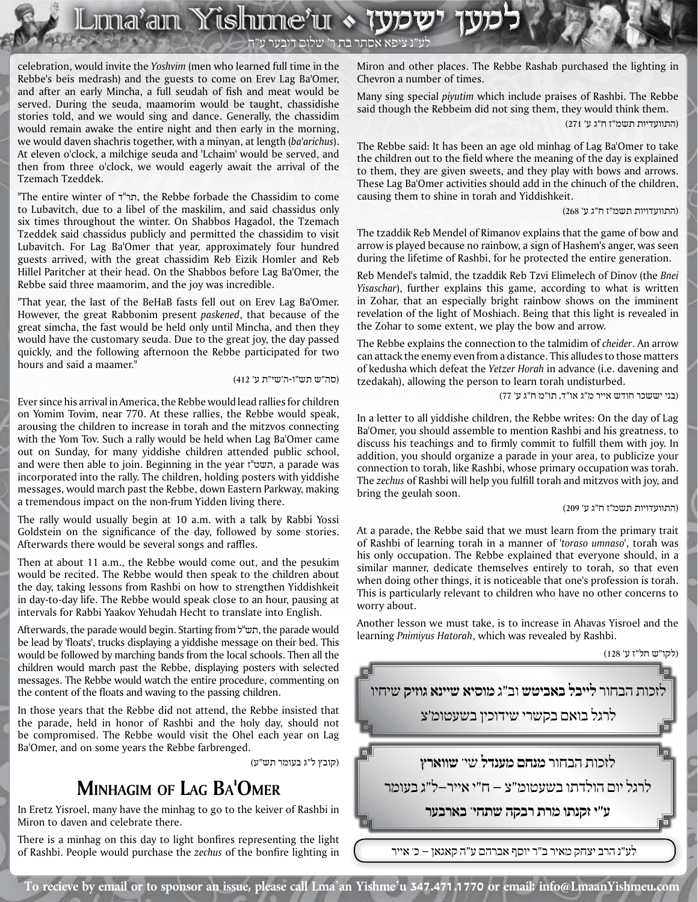celebration, would invite the *Yoshvim* (men who learned full time in the Rebbe's beis medrash) and the guests to come on Erev Lag Ba'Omer, and after an early Mincha, a full seudah of fish and meat would be served. During the seuda, maamorim would be taught, chassidishe stories told, and we would sing and dance. Generally, the chassidim would remain awake the entire night and then early in the morning, we would daven shachris together, with a minyan, at length (*ba'arichus*). At eleven o'clock, a milchige seuda and 'Lchaim' would be served, and then from three o'clock, we would eagerly await the arrival of the Tzemach Tzeddek.

"The entire winter of תר"ד, the Rebbe forbade the Chassidim to come to Lubavitch, due to a libel of the maskilim, and said chassidus only six times throughout the winter. On Shabbos Hagadol, the Tzemach Tzeddek said chassidus publicly and permitted the chassidim to visit Lubavitch. For Lag Ba'Omer that year, approximately four hundred guests arrived, with the great chassidim Reb Eizik Homler and Reb Hillel Paritcher at their head. On the Shabbos before Lag Ba'Omer, the Rebbe said three maamorim, and the joy was incredible.

"That year, the last of the BeHaB fasts fell out on Erev Lag Ba'Omer. However, the great Rabbonim present *paskened*, that because of the great simcha, the fast would be held only until Mincha, and then they would have the customary seuda. Due to the great joy, the day passed quickly, and the following afternoon the Rebbe participated for two hours and said a maamer."

(סה"ש תש"ו-ה'שי"ת ע' 412)

Ever since his arrival in America, the Rebbe would lead rallies for children on Yomim Tovim, near 770. At these rallies, the Rebbe would speak, arousing the children to increase in torah and the mitzvos connecting with the Yom Tov. Such a rally would be held when Lag Ba'Omer came out on Sunday, for many yiddishe children attended public school, and were then able to join. Beginning in the year תשט"ז, a parade was incorporated into the rally. The children, holding posters with yiddishe messages, would march past the Rebbe, down Eastern Parkway, making a tremendous impact on the non-frum Yidden living there.

The rally would usually begin at 10 a.m. with a talk by Rabbi Yossi Goldstein on the significance of the day, followed by some stories. Afterwards there would be several songs and raffles.

Then at about 11 a.m., the Rebbe would come out, and the pesukim would be recited. The Rebbe would then speak to the children about the day, taking lessons from Rashbi on how to strengthen Yiddishkeit in day-to-day life. The Rebbe would speak close to an hour, pausing at intervals for Rabbi Yaakov Yehudah Hecht to translate into English.

Afterwards, the parade would begin. Starting from תש"ל, the parade would be lead by 'floats', trucks displaying a yiddishe message on their bed. This would be followed by marching bands from the local schools. Then all the children would march past the Rebbe, displaying posters with selected messages. The Rebbe would watch the entire procedure, commenting on the content of the floats and waving to the passing children.

In those years that the Rebbe did not attend, the Rebbe insisted that the parade, held in honor of Rashbi and the holy day, should not be compromised. The Rebbe would visit the Ohel each year on Lag Ba'Omer, and on some years the Rebbe farbrenged.

(קובץ ל"ג בעומר תש"ע)

## Minhagim of Lag Ba'Omer

In Eretz Yisroel, many have the minhag to go to the keiver of Rashbi in Miron to daven and celebrate there.

There is a minhag on this day to light bonfires representing the light of Rashbi. People would purchase the *zechus* of the bonfire lighting in Miron and other places. The Rebbe Rashab purchased the lighting in Chevron a number of times.

Many sing special *piyutim* which include praises of Rashbi. The Rebbe said though the Rebbeim did not sing them, they would think them.

(התוועדיות תשמ"ז ח"ג ע' 271)

The Rebbe said: It has been an age old minhag of Lag Ba'Omer to take the children out to the field where the meaning of the day is explained to them, they are given sweets, and they play with bows and arrows. These Lag Ba'Omer activities should add in the chinuch of the children, causing them to shine in torah and Yiddishkeit.

(התוועדויות תשמ"ז ח"ג ע' 268)

The tzaddik Reb Mendel of Rimanov explains that the game of bow and arrow is played because no rainbow, a sign of Hashem's anger, was seen during the lifetime of Rashbi, for he protected the entire generation.

Reb Mendel's talmid, the tzaddik Reb Tzvi Elimelech of Dinov (the *Bnei Yisaschar*), further explains this game, according to what is written in Zohar, that an especially bright rainbow shows on the imminent revelation of the light of Moshiach. Being that this light is revealed in the Zohar to some extent, we play the bow and arrow.

The Rebbe explains the connection to the talmidim of *cheider*. An arrow can attack the enemy even from a distance. This alludes to those matters of kedusha which defeat the *Yetzer Horah* in advance (i.e. davening and tzedakah), allowing the person to learn torah undisturbed.

(בני יששכר חודש אייר מ"ג או"ד, תו"מ ח"ג ע' 77)

In a letter to all yiddishe children, the Rebbe writes: On the day of Lag Ba'Omer, you should assemble to mention Rashbi and his greatness, to discuss his teachings and to firmly commit to fulfill them with joy. In addition, you should organize a parade in your area, to publicize your connection to torah, like Rashbi, whose primary occupation was torah. The *zechus* of Rashbi will help you fulfill torah and mitzvos with joy, and bring the geulah soon.

(התוועדויות תשמ"ז ח"ג ע' 209)

At a parade, the Rebbe said that we must learn from the primary trait of Rashbi of learning torah in a manner of '*toraso umnaso*', torah was his only occupation. The Rebbe explained that everyone should, in a similar manner, dedicate themselves entirely to torah, so that even when doing other things, it is noticeable that one's profession is torah. This is particularly relevant to children who have no other concerns to worry about.

Another lesson we must take, is to increase in Ahavas Yisroel and the learning *Pnimiyus Hatorah*, which was revealed by Rashbi.

(לקו"ש חל"ז ע' 128)

לזכות הבחור **לייבל באביטש** וב"ג **מוסיא שיינא גוזיק** שיחיו
לרגל בואם בקשרי שידוכין בשעטומ"צ

לזכות הבחור **מנחם מענדל** שי' **שווארץ**
לרגל יום הולדתו בשעטומ"צ – ח"י אייר–ל"ג בעומר
ע"י זקנתו מרת רבקה שתחי' **בארבער**

לע"נ הרב יצחק מאיר ב"ר יוסף אברהם ע"ה קאגאן – כ' אייר

To recieve by email or to sponsor an issue, please call Lma'an Yishme'u 347.471.1770 or email: info@LmaanYishmeu.com